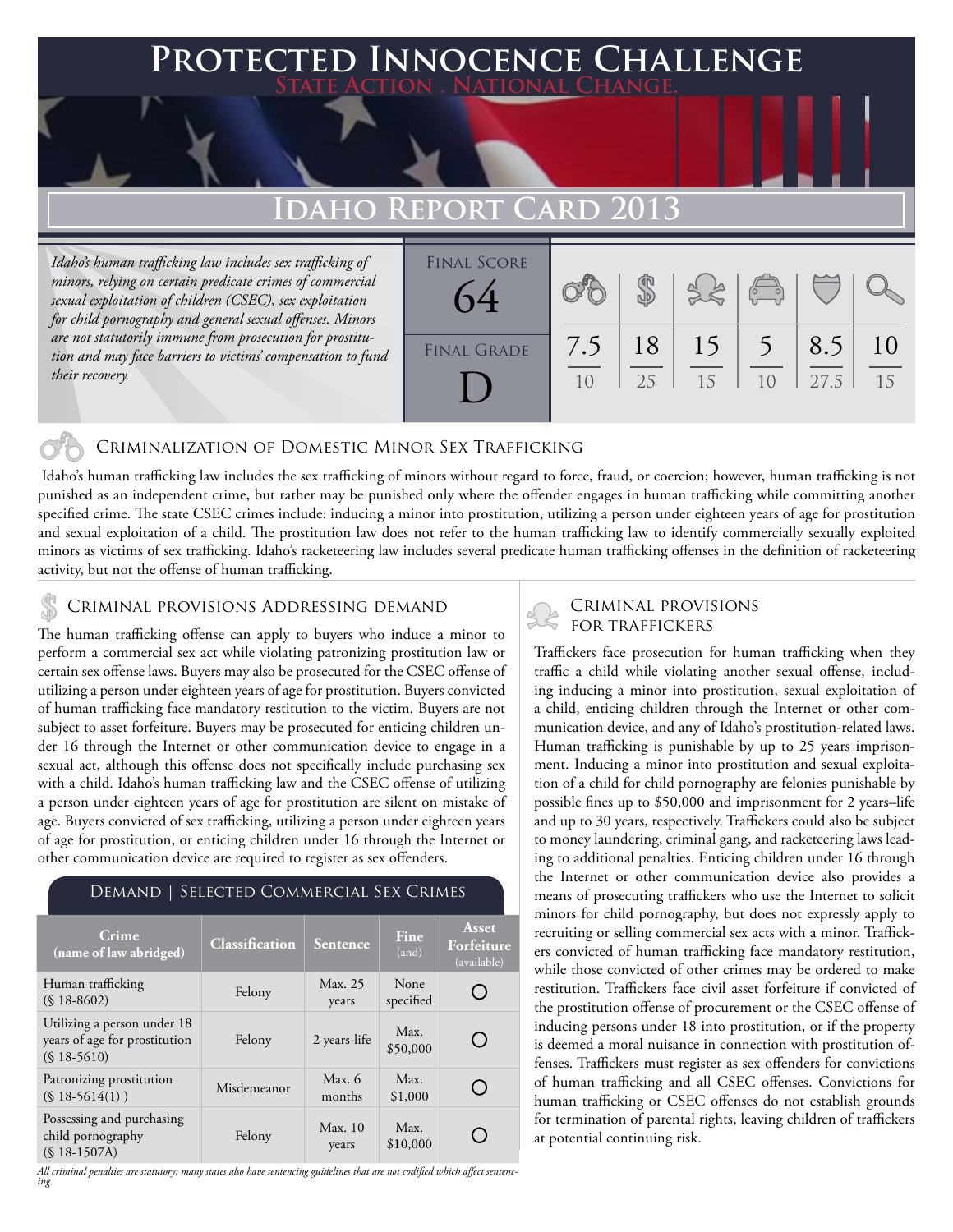# Protected Innocence Challenge

State Action . National Change.

## Idaho Report Card 2013

*Idaho's human trafficking law includes sex trafficking of minors, relying on certain predicate crimes of commercial sexual exploitation of children (CSEC), sex exploitation for child pornography and general sexual offenses. Minors are not statutorily immune from prosecution for prostitution and may face barriers to victims' compensation to fund their recovery.*

Final Score: 64

Final Grade: D

| Criminalization of Domestic Minor Sex Trafficking | Criminal Provisions Addressing Demand | Criminal Provisions for Traffickers | Criminal Provisions for Facilitators | Protective Provisions for the Child Victims | Criminal Justice Tools for Investigation and Prosecution |
|---|---|---|---|---|---|
| 7.5/10 | 18/25 | 15/15 | 5/10 | 8.5/27.5 | 10/15 |

### Criminalization of Domestic Minor Sex Trafficking

Idaho's human trafficking law includes the sex trafficking of minors without regard to force, fraud, or coercion; however, human trafficking is not punished as an independent crime, but rather may be punished only where the offender engages in human trafficking while committing another specified crime. The state CSEC crimes include: inducing a minor into prostitution, utilizing a person under eighteen years of age for prostitution and sexual exploitation of a child. The prostitution law does not refer to the human trafficking law to identify commercially sexually exploited minors as victims of sex trafficking. Idaho's racketeering law includes several predicate human trafficking offenses in the definition of racketeering activity, but not the offense of human trafficking.

### Criminal provisions Addressing demand

The human trafficking offense can apply to buyers who induce a minor to perform a commercial sex act while violating patronizing prostitution law or certain sex offense laws. Buyers may also be prosecuted for the CSEC offense of utilizing a person under eighteen years of age for prostitution. Buyers convicted of human trafficking face mandatory restitution to the victim. Buyers are not subject to asset forfeiture. Buyers may be prosecuted for enticing children under 16 through the Internet or other communication device to engage in a sexual act, although this offense does not specifically include purchasing sex with a child. Idaho's human trafficking law and the CSEC offense of utilizing a person under eighteen years of age for prostitution are silent on mistake of age. Buyers convicted of sex trafficking, utilizing a person under eighteen years of age for prostitution, or enticing children under 16 through the Internet or other communication device are required to register as sex offenders.

#### Demand | Selected Commercial Sex Crimes

| Crime (name of law abridged) | Classification | Sentence | Fine (and) | Asset Forfeiture (available) |
|---|---|---|---|---|
| Human trafficking (§ 18-8602) | Felony | Max. 25 years | None specified | ○ |
| Utilizing a person under 18 years of age for prostitution (§ 18-5610) | Felony | 2 years-life | Max. $50,000 | ○ |
| Patronizing prostitution (§ 18-5614(1) ) | Misdemeanor | Max. 6 months | Max. $1,000 | ○ |
| Possessing and purchasing child pornography (§ 18-1507A) | Felony | Max. 10 years | Max. $10,000 | ○ |

*All criminal penalties are statutory; many states also have sentencing guidelines that are not codified which affect sentencing.*

### Criminal provisions for traffickers

Traffickers face prosecution for human trafficking when they traffic a child while violating another sexual offense, including inducing a minor into prostitution, sexual exploitation of a child, enticing children through the Internet or other communication device, and any of Idaho's prostitution-related laws. Human trafficking is punishable by up to 25 years imprisonment. Inducing a minor into prostitution and sexual exploitation of a child for child pornography are felonies punishable by possible fines up to $50,000 and imprisonment for 2 years–life and up to 30 years, respectively. Traffickers could also be subject to money laundering, criminal gang, and racketeering laws leading to additional penalties. Enticing children under 16 through the Internet or other communication device also provides a means of prosecuting traffickers who use the Internet to solicit minors for child pornography, but does not expressly apply to recruiting or selling commercial sex acts with a minor. Traffickers convicted of human trafficking face mandatory restitution, while those convicted of other crimes may be ordered to make restitution. Traffickers face civil asset forfeiture if convicted of the prostitution offense of procurement or the CSEC offense of inducing persons under 18 into prostitution, or if the property is deemed a moral nuisance in connection with prostitution offenses. Traffickers must register as sex offenders for convictions of human trafficking and all CSEC offenses. Convictions for human trafficking or CSEC offenses do not establish grounds for termination of parental rights, leaving children of traffickers at potential continuing risk.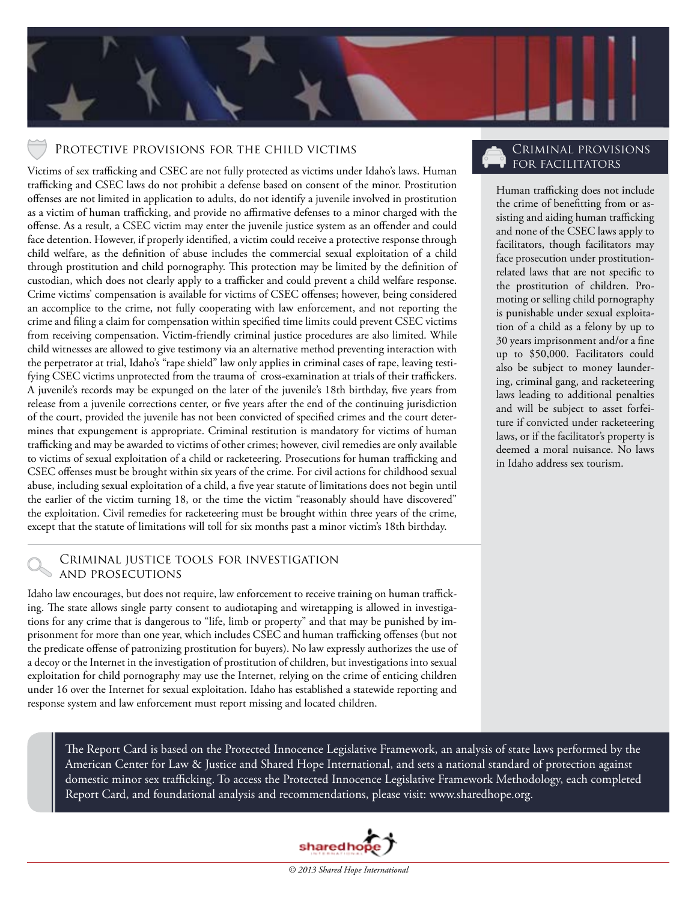## Protective provisions for the child victims

Victims of sex trafficking and CSEC are not fully protected as victims under Idaho's laws. Human trafficking and CSEC laws do not prohibit a defense based on consent of the minor. Prostitution offenses are not limited in application to adults, do not identify a juvenile involved in prostitution as a victim of human trafficking, and provide no affirmative defenses to a minor charged with the offense. As a result, a CSEC victim may enter the juvenile justice system as an offender and could face detention. However, if properly identified, a victim could receive a protective response through child welfare, as the definition of abuse includes the commercial sexual exploitation of a child through prostitution and child pornography. This protection may be limited by the definition of custodian, which does not clearly apply to a trafficker and could prevent a child welfare response. Crime victims' compensation is available for victims of CSEC offenses; however, being considered an accomplice to the crime, not fully cooperating with law enforcement, and not reporting the crime and filing a claim for compensation within specified time limits could prevent CSEC victims from receiving compensation. Victim-friendly criminal justice procedures are also limited. While child witnesses are allowed to give testimony via an alternative method preventing interaction with the perpetrator at trial, Idaho's "rape shield" law only applies in criminal cases of rape, leaving testifying CSEC victims unprotected from the trauma of cross-examination at trials of their traffickers. A juvenile's records may be expunged on the later of the juvenile's 18th birthday, five years from release from a juvenile corrections center, or five years after the end of the continuing jurisdiction of the court, provided the juvenile has not been convicted of specified crimes and the court determines that expungement is appropriate. Criminal restitution is mandatory for victims of human trafficking and may be awarded to victims of other crimes; however, civil remedies are only available to victims of sexual exploitation of a child or racketeering. Prosecutions for human trafficking and CSEC offenses must be brought within six years of the crime. For civil actions for childhood sexual abuse, including sexual exploitation of a child, a five year statute of limitations does not begin until the earlier of the victim turning 18, or the time the victim "reasonably should have discovered" the exploitation. Civil remedies for racketeering must be brought within three years of the crime, except that the statute of limitations will toll for six months past a minor victim's 18th birthday.

## Criminal justice tools for investigation and prosecutions

Idaho law encourages, but does not require, law enforcement to receive training on human trafficking. The state allows single party consent to audiotaping and wiretapping is allowed in investigations for any crime that is dangerous to "life, limb or property" and that may be punished by imprisonment for more than one year, which includes CSEC and human trafficking offenses (but not the predicate offense of patronizing prostitution for buyers). No law expressly authorizes the use of a decoy or the Internet in the investigation of prostitution of children, but investigations into sexual exploitation for child pornography may use the Internet, relying on the crime of enticing children under 16 over the Internet for sexual exploitation. Idaho has established a statewide reporting and response system and law enforcement must report missing and located children.

## Criminal provisions for facilitators

Human trafficking does not include the crime of benefitting from or assisting and aiding human trafficking and none of the CSEC laws apply to facilitators, though facilitators may face prosecution under prostitution-related laws that are not specific to the prostitution of children. Promoting or selling child pornography is punishable under sexual exploitation of a child as a felony by up to 30 years imprisonment and/or a fine up to $50,000. Facilitators could also be subject to money laundering, criminal gang, and racketeering laws leading to additional penalties and will be subject to asset forfeiture if convicted under racketeering laws, or if the facilitator's property is deemed a moral nuisance. No laws in Idaho address sex tourism.

The Report Card is based on the Protected Innocence Legislative Framework, an analysis of state laws performed by the American Center for Law & Justice and Shared Hope International, and sets a national standard of protection against domestic minor sex trafficking. To access the Protected Innocence Legislative Framework Methodology, each completed Report Card, and foundational analysis and recommendations, please visit: www.sharedhope.org.

*© 2013 Shared Hope International*